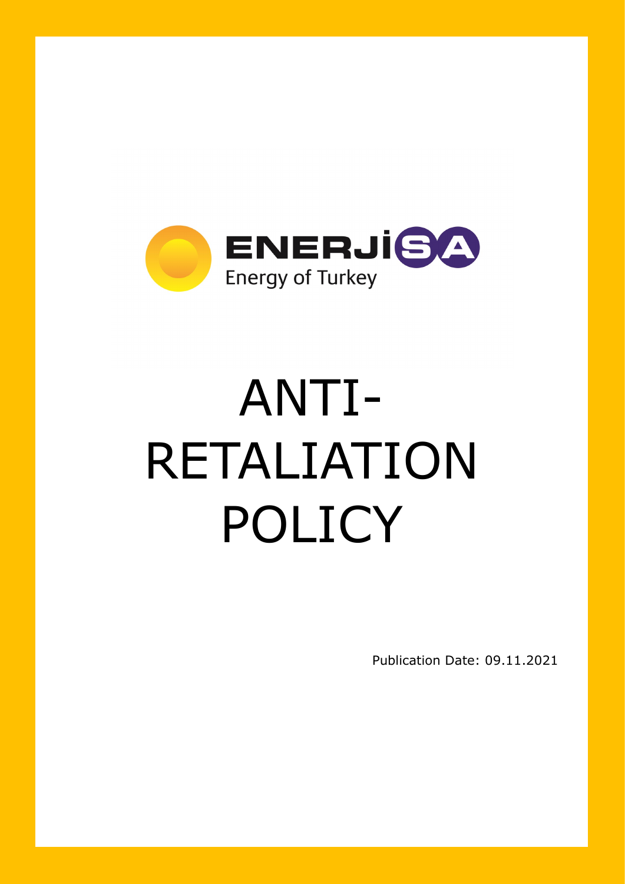ENERJİSA

Energy of Turkey

# ANTI-RETALIATION POLICY

Publication Date: 09.11.2021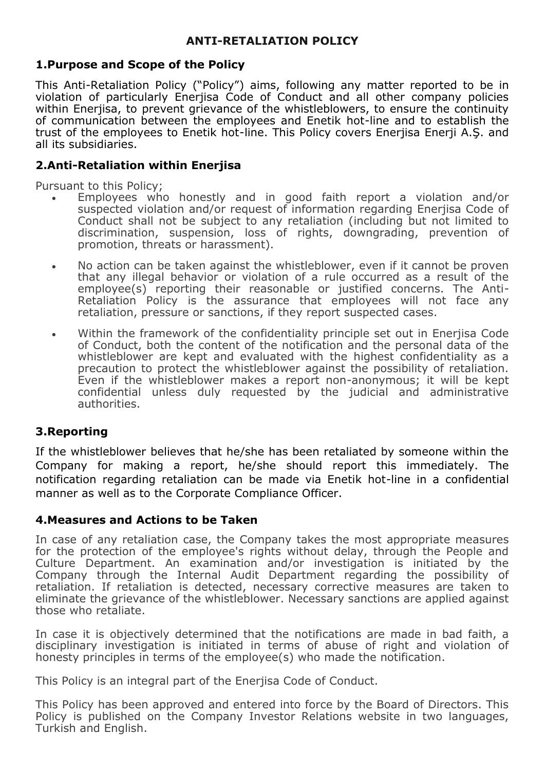# ANTI-RETALIATION POLICY

## 1.Purpose and Scope of the Policy

This Anti-Retaliation Policy ("Policy") aims, following any matter reported to be in violation of particularly Enerjisa Code of Conduct and all other company policies within Enerjisa, to prevent grievance of the whistleblowers, to ensure the continuity of communication between the employees and Enetik hot-line and to establish the trust of the employees to Enetik hot-line. This Policy covers Enerjisa Enerji A.Ş. and all its subsidiaries.

## 2.Anti-Retaliation within Enerjisa

Pursuant to this Policy;

- Employees who honestly and in good faith report a violation and/or suspected violation and/or request of information regarding Enerjisa Code of Conduct shall not be subject to any retaliation (including but not limited to discrimination, suspension, loss of rights, downgrading, prevention of promotion, threats or harassment).
- No action can be taken against the whistleblower, even if it cannot be proven that any illegal behavior or violation of a rule occurred as a result of the employee(s) reporting their reasonable or justified concerns. The Anti-Retaliation Policy is the assurance that employees will not face any retaliation, pressure or sanctions, if they report suspected cases.
- Within the framework of the confidentiality principle set out in Enerjisa Code of Conduct, both the content of the notification and the personal data of the whistleblower are kept and evaluated with the highest confidentiality as a precaution to protect the whistleblower against the possibility of retaliation. Even if the whistleblower makes a report non-anonymous; it will be kept confidential unless duly requested by the judicial and administrative authorities.

## 3.Reporting

If the whistleblower believes that he/she has been retaliated by someone within the Company for making a report, he/she should report this immediately. The notification regarding retaliation can be made via Enetik hot-line in a confidential manner as well as to the Corporate Compliance Officer.

## 4.Measures and Actions to be Taken

In case of any retaliation case, the Company takes the most appropriate measures for the protection of the employee's rights without delay, through the People and Culture Department. An examination and/or investigation is initiated by the Company through the Internal Audit Department regarding the possibility of retaliation. If retaliation is detected, necessary corrective measures are taken to eliminate the grievance of the whistleblower. Necessary sanctions are applied against those who retaliate.

In case it is objectively determined that the notifications are made in bad faith, a disciplinary investigation is initiated in terms of abuse of right and violation of honesty principles in terms of the employee(s) who made the notification.

This Policy is an integral part of the Enerjisa Code of Conduct.

This Policy has been approved and entered into force by the Board of Directors. This Policy is published on the Company Investor Relations website in two languages, Turkish and English.